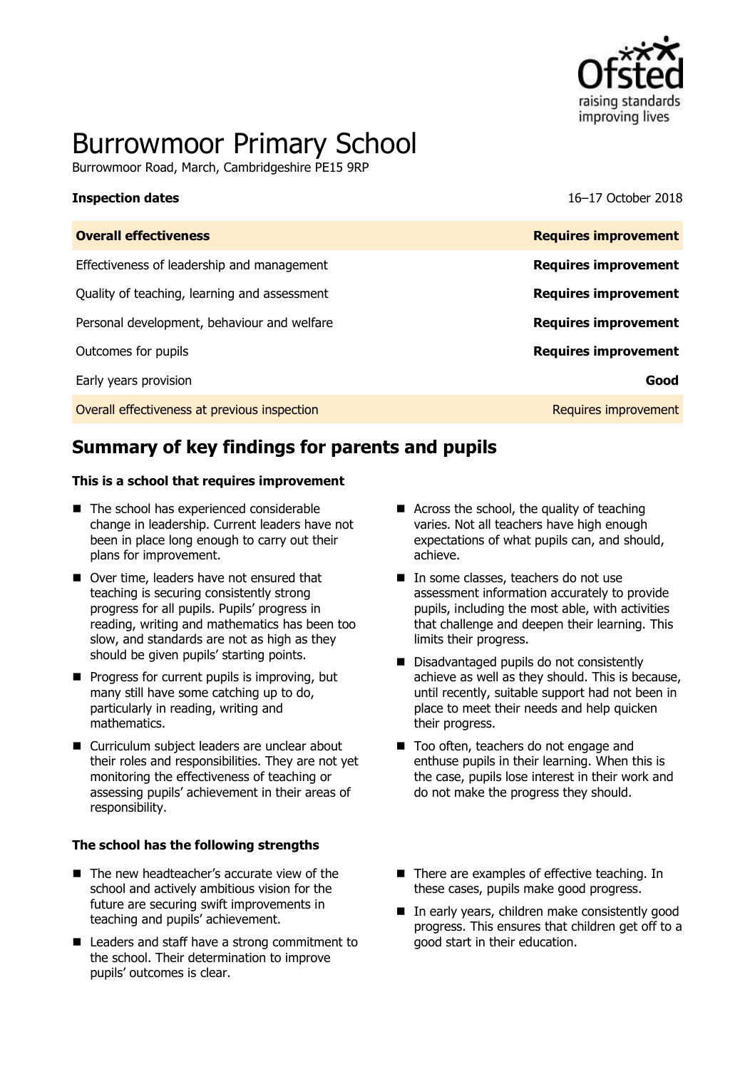# Burrowmoor Primary School

Burrowmoor Road, March, Cambridgeshire PE15 9RP

**Inspection dates** 16–17 October 2018

| **Overall effectiveness** | **Requires improvement** |
|---|---|
| Effectiveness of leadership and management | **Requires improvement** |
| Quality of teaching, learning and assessment | **Requires improvement** |
| Personal development, behaviour and welfare | **Requires improvement** |
| Outcomes for pupils | **Requires improvement** |
| Early years provision | **Good** |
| Overall effectiveness at previous inspection | Requires improvement |

## Summary of key findings for parents and pupils

**This is a school that requires improvement**

- The school has experienced considerable change in leadership. Current leaders have not been in place long enough to carry out their plans for improvement.
- Over time, leaders have not ensured that teaching is securing consistently strong progress for all pupils. Pupils' progress in reading, writing and mathematics has been too slow, and standards are not as high as they should be given pupils' starting points.
- Progress for current pupils is improving, but many still have some catching up to do, particularly in reading, writing and mathematics.
- Curriculum subject leaders are unclear about their roles and responsibilities. They are not yet monitoring the effectiveness of teaching or assessing pupils' achievement in their areas of responsibility.
- Across the school, the quality of teaching varies. Not all teachers have high enough expectations of what pupils can, and should, achieve.
- In some classes, teachers do not use assessment information accurately to provide pupils, including the most able, with activities that challenge and deepen their learning. This limits their progress.
- Disadvantaged pupils do not consistently achieve as well as they should. This is because, until recently, suitable support had not been in place to meet their needs and help quicken their progress.
- Too often, teachers do not engage and enthuse pupils in their learning. When this is the case, pupils lose interest in their work and do not make the progress they should.

**The school has the following strengths**

- The new headteacher's accurate view of the school and actively ambitious vision for the future are securing swift improvements in teaching and pupils' achievement.
- Leaders and staff have a strong commitment to the school. Their determination to improve pupils' outcomes is clear.
- There are examples of effective teaching. In these cases, pupils make good progress.
- In early years, children make consistently good progress. This ensures that children get off to a good start in their education.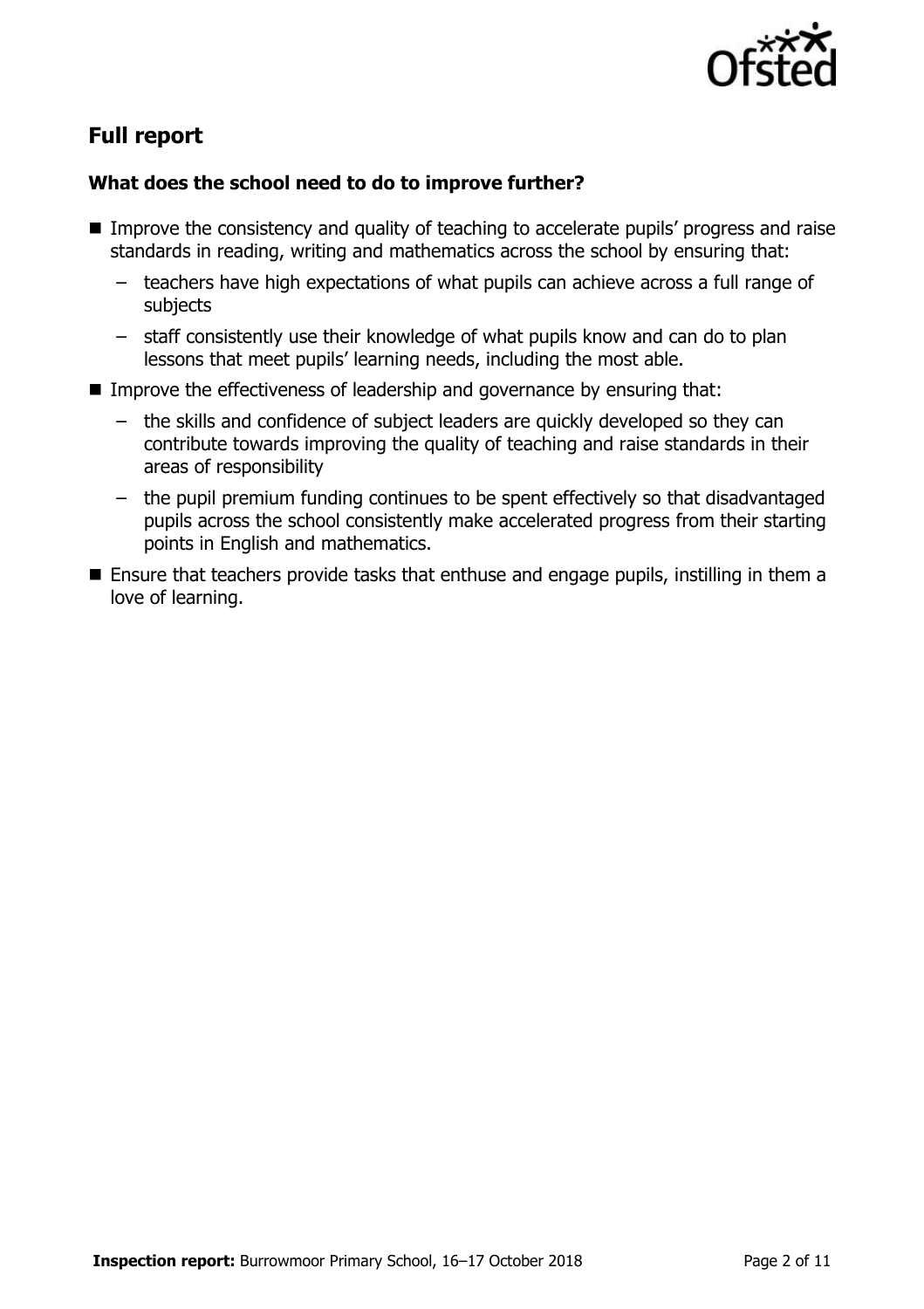## Full report

### What does the school need to do to improve further?

- Improve the consistency and quality of teaching to accelerate pupils' progress and raise standards in reading, writing and mathematics across the school by ensuring that:
  - teachers have high expectations of what pupils can achieve across a full range of subjects
  - staff consistently use their knowledge of what pupils know and can do to plan lessons that meet pupils' learning needs, including the most able.
- Improve the effectiveness of leadership and governance by ensuring that:
  - the skills and confidence of subject leaders are quickly developed so they can contribute towards improving the quality of teaching and raise standards in their areas of responsibility
  - the pupil premium funding continues to be spent effectively so that disadvantaged pupils across the school consistently make accelerated progress from their starting points in English and mathematics.
- Ensure that teachers provide tasks that enthuse and engage pupils, instilling in them a love of learning.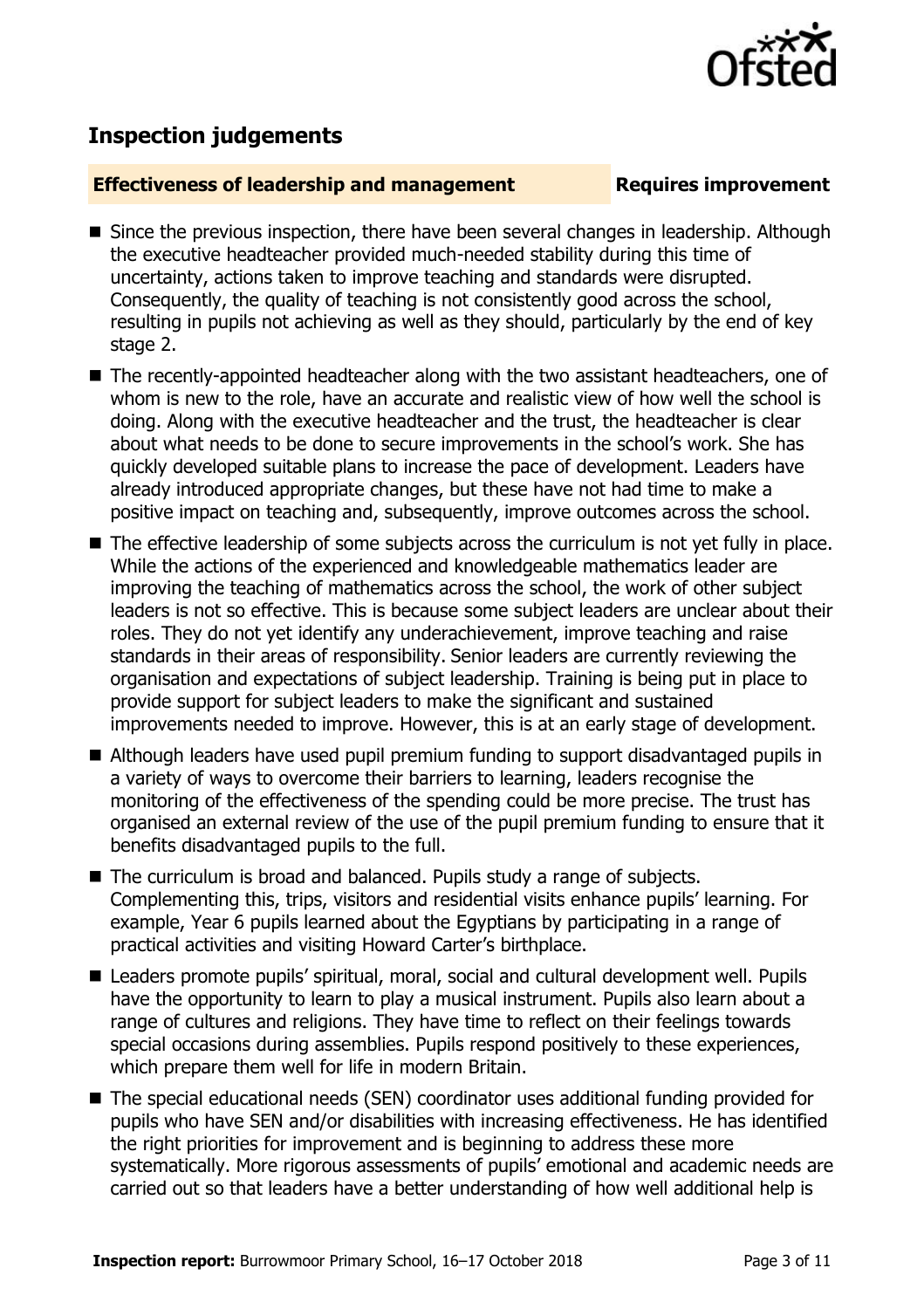## Inspection judgements

**Effectiveness of leadership and management** **Requires improvement**

- Since the previous inspection, there have been several changes in leadership. Although the executive headteacher provided much-needed stability during this time of uncertainty, actions taken to improve teaching and standards were disrupted. Consequently, the quality of teaching is not consistently good across the school, resulting in pupils not achieving as well as they should, particularly by the end of key stage 2.
- The recently-appointed headteacher along with the two assistant headteachers, one of whom is new to the role, have an accurate and realistic view of how well the school is doing. Along with the executive headteacher and the trust, the headteacher is clear about what needs to be done to secure improvements in the school's work. She has quickly developed suitable plans to increase the pace of development. Leaders have already introduced appropriate changes, but these have not had time to make a positive impact on teaching and, subsequently, improve outcomes across the school.
- The effective leadership of some subjects across the curriculum is not yet fully in place. While the actions of the experienced and knowledgeable mathematics leader are improving the teaching of mathematics across the school, the work of other subject leaders is not so effective. This is because some subject leaders are unclear about their roles. They do not yet identify any underachievement, improve teaching and raise standards in their areas of responsibility. Senior leaders are currently reviewing the organisation and expectations of subject leadership. Training is being put in place to provide support for subject leaders to make the significant and sustained improvements needed to improve. However, this is at an early stage of development.
- Although leaders have used pupil premium funding to support disadvantaged pupils in a variety of ways to overcome their barriers to learning, leaders recognise the monitoring of the effectiveness of the spending could be more precise. The trust has organised an external review of the use of the pupil premium funding to ensure that it benefits disadvantaged pupils to the full.
- The curriculum is broad and balanced. Pupils study a range of subjects. Complementing this, trips, visitors and residential visits enhance pupils' learning. For example, Year 6 pupils learned about the Egyptians by participating in a range of practical activities and visiting Howard Carter's birthplace.
- Leaders promote pupils' spiritual, moral, social and cultural development well. Pupils have the opportunity to learn to play a musical instrument. Pupils also learn about a range of cultures and religions. They have time to reflect on their feelings towards special occasions during assemblies. Pupils respond positively to these experiences, which prepare them well for life in modern Britain.
- The special educational needs (SEN) coordinator uses additional funding provided for pupils who have SEN and/or disabilities with increasing effectiveness. He has identified the right priorities for improvement and is beginning to address these more systematically. More rigorous assessments of pupils' emotional and academic needs are carried out so that leaders have a better understanding of how well additional help is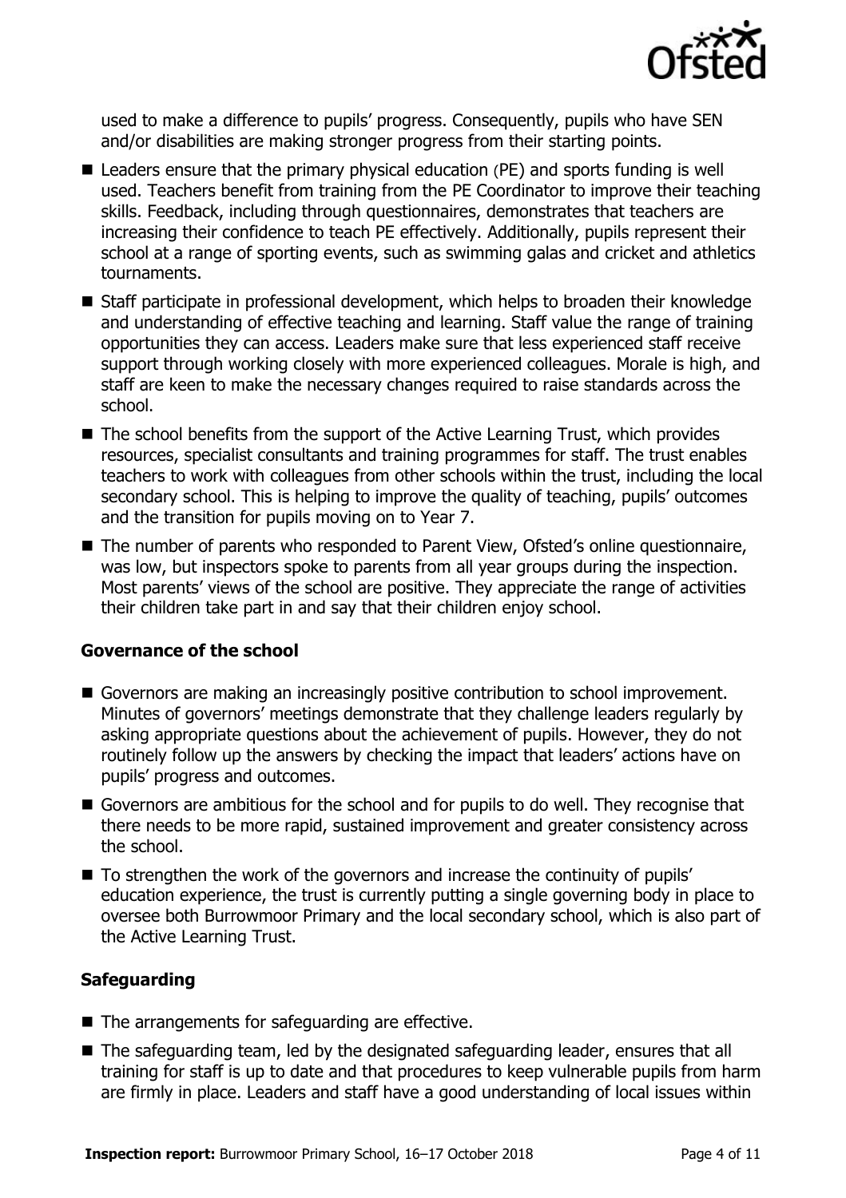used to make a difference to pupils' progress. Consequently, pupils who have SEN and/or disabilities are making stronger progress from their starting points.

- Leaders ensure that the primary physical education (PE) and sports funding is well used. Teachers benefit from training from the PE Coordinator to improve their teaching skills. Feedback, including through questionnaires, demonstrates that teachers are increasing their confidence to teach PE effectively. Additionally, pupils represent their school at a range of sporting events, such as swimming galas and cricket and athletics tournaments.
- Staff participate in professional development, which helps to broaden their knowledge and understanding of effective teaching and learning. Staff value the range of training opportunities they can access. Leaders make sure that less experienced staff receive support through working closely with more experienced colleagues. Morale is high, and staff are keen to make the necessary changes required to raise standards across the school.
- The school benefits from the support of the Active Learning Trust, which provides resources, specialist consultants and training programmes for staff. The trust enables teachers to work with colleagues from other schools within the trust, including the local secondary school. This is helping to improve the quality of teaching, pupils' outcomes and the transition for pupils moving on to Year 7.
- The number of parents who responded to Parent View, Ofsted's online questionnaire, was low, but inspectors spoke to parents from all year groups during the inspection. Most parents' views of the school are positive. They appreciate the range of activities their children take part in and say that their children enjoy school.

### Governance of the school

- Governors are making an increasingly positive contribution to school improvement. Minutes of governors' meetings demonstrate that they challenge leaders regularly by asking appropriate questions about the achievement of pupils. However, they do not routinely follow up the answers by checking the impact that leaders' actions have on pupils' progress and outcomes.
- Governors are ambitious for the school and for pupils to do well. They recognise that there needs to be more rapid, sustained improvement and greater consistency across the school.
- To strengthen the work of the governors and increase the continuity of pupils' education experience, the trust is currently putting a single governing body in place to oversee both Burrowmoor Primary and the local secondary school, which is also part of the Active Learning Trust.

### Safeguarding

- The arrangements for safeguarding are effective.
- The safeguarding team, led by the designated safeguarding leader, ensures that all training for staff is up to date and that procedures to keep vulnerable pupils from harm are firmly in place. Leaders and staff have a good understanding of local issues within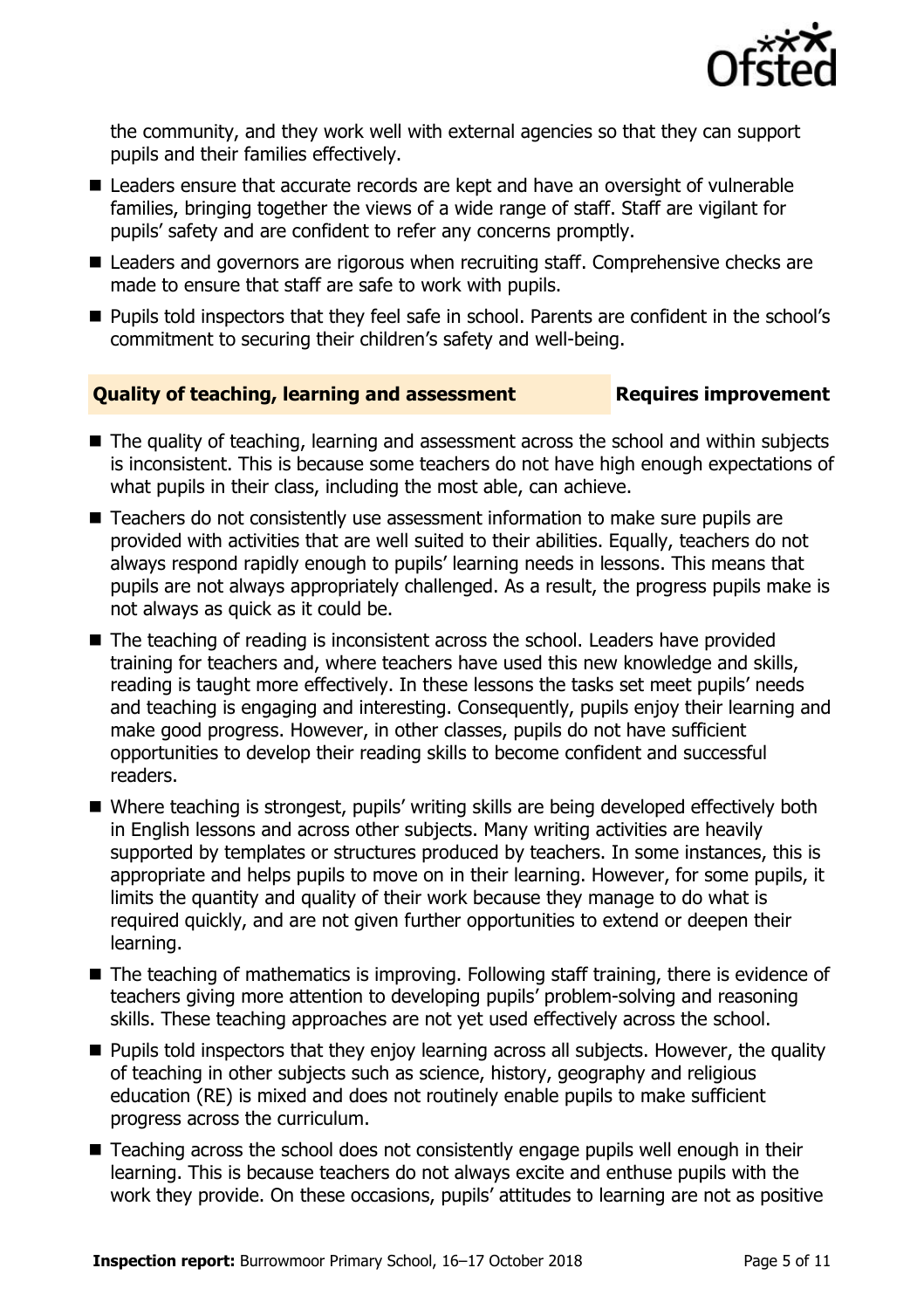the community, and they work well with external agencies so that they can support pupils and their families effectively.

- Leaders ensure that accurate records are kept and have an oversight of vulnerable families, bringing together the views of a wide range of staff. Staff are vigilant for pupils' safety and are confident to refer any concerns promptly.
- Leaders and governors are rigorous when recruiting staff. Comprehensive checks are made to ensure that staff are safe to work with pupils.
- Pupils told inspectors that they feel safe in school. Parents are confident in the school's commitment to securing their children's safety and well-being.

## Quality of teaching, learning and assessment — Requires improvement

- The quality of teaching, learning and assessment across the school and within subjects is inconsistent. This is because some teachers do not have high enough expectations of what pupils in their class, including the most able, can achieve.
- Teachers do not consistently use assessment information to make sure pupils are provided with activities that are well suited to their abilities. Equally, teachers do not always respond rapidly enough to pupils' learning needs in lessons. This means that pupils are not always appropriately challenged. As a result, the progress pupils make is not always as quick as it could be.
- The teaching of reading is inconsistent across the school. Leaders have provided training for teachers and, where teachers have used this new knowledge and skills, reading is taught more effectively. In these lessons the tasks set meet pupils' needs and teaching is engaging and interesting. Consequently, pupils enjoy their learning and make good progress. However, in other classes, pupils do not have sufficient opportunities to develop their reading skills to become confident and successful readers.
- Where teaching is strongest, pupils' writing skills are being developed effectively both in English lessons and across other subjects. Many writing activities are heavily supported by templates or structures produced by teachers. In some instances, this is appropriate and helps pupils to move on in their learning. However, for some pupils, it limits the quantity and quality of their work because they manage to do what is required quickly, and are not given further opportunities to extend or deepen their learning.
- The teaching of mathematics is improving. Following staff training, there is evidence of teachers giving more attention to developing pupils' problem-solving and reasoning skills. These teaching approaches are not yet used effectively across the school.
- Pupils told inspectors that they enjoy learning across all subjects. However, the quality of teaching in other subjects such as science, history, geography and religious education (RE) is mixed and does not routinely enable pupils to make sufficient progress across the curriculum.
- Teaching across the school does not consistently engage pupils well enough in their learning. This is because teachers do not always excite and enthuse pupils with the work they provide. On these occasions, pupils' attitudes to learning are not as positive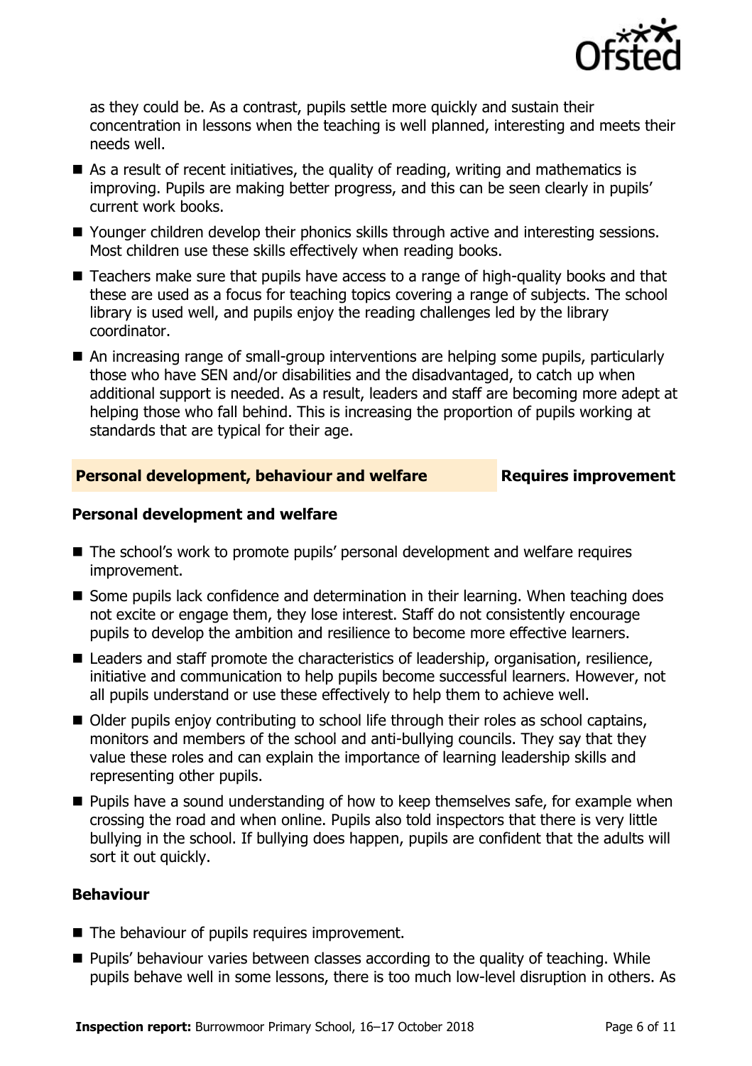as they could be. As a contrast, pupils settle more quickly and sustain their concentration in lessons when the teaching is well planned, interesting and meets their needs well.

- As a result of recent initiatives, the quality of reading, writing and mathematics is improving. Pupils are making better progress, and this can be seen clearly in pupils' current work books.
- Younger children develop their phonics skills through active and interesting sessions. Most children use these skills effectively when reading books.
- Teachers make sure that pupils have access to a range of high-quality books and that these are used as a focus for teaching topics covering a range of subjects. The school library is used well, and pupils enjoy the reading challenges led by the library coordinator.
- An increasing range of small-group interventions are helping some pupils, particularly those who have SEN and/or disabilities and the disadvantaged, to catch up when additional support is needed. As a result, leaders and staff are becoming more adept at helping those who fall behind. This is increasing the proportion of pupils working at standards that are typical for their age.

## Personal development, behaviour and welfare — Requires improvement

### Personal development and welfare

- The school's work to promote pupils' personal development and welfare requires improvement.
- Some pupils lack confidence and determination in their learning. When teaching does not excite or engage them, they lose interest. Staff do not consistently encourage pupils to develop the ambition and resilience to become more effective learners.
- Leaders and staff promote the characteristics of leadership, organisation, resilience, initiative and communication to help pupils become successful learners. However, not all pupils understand or use these effectively to help them to achieve well.
- Older pupils enjoy contributing to school life through their roles as school captains, monitors and members of the school and anti-bullying councils. They say that they value these roles and can explain the importance of learning leadership skills and representing other pupils.
- Pupils have a sound understanding of how to keep themselves safe, for example when crossing the road and when online. Pupils also told inspectors that there is very little bullying in the school. If bullying does happen, pupils are confident that the adults will sort it out quickly.

### Behaviour

- The behaviour of pupils requires improvement.
- Pupils' behaviour varies between classes according to the quality of teaching. While pupils behave well in some lessons, there is too much low-level disruption in others. As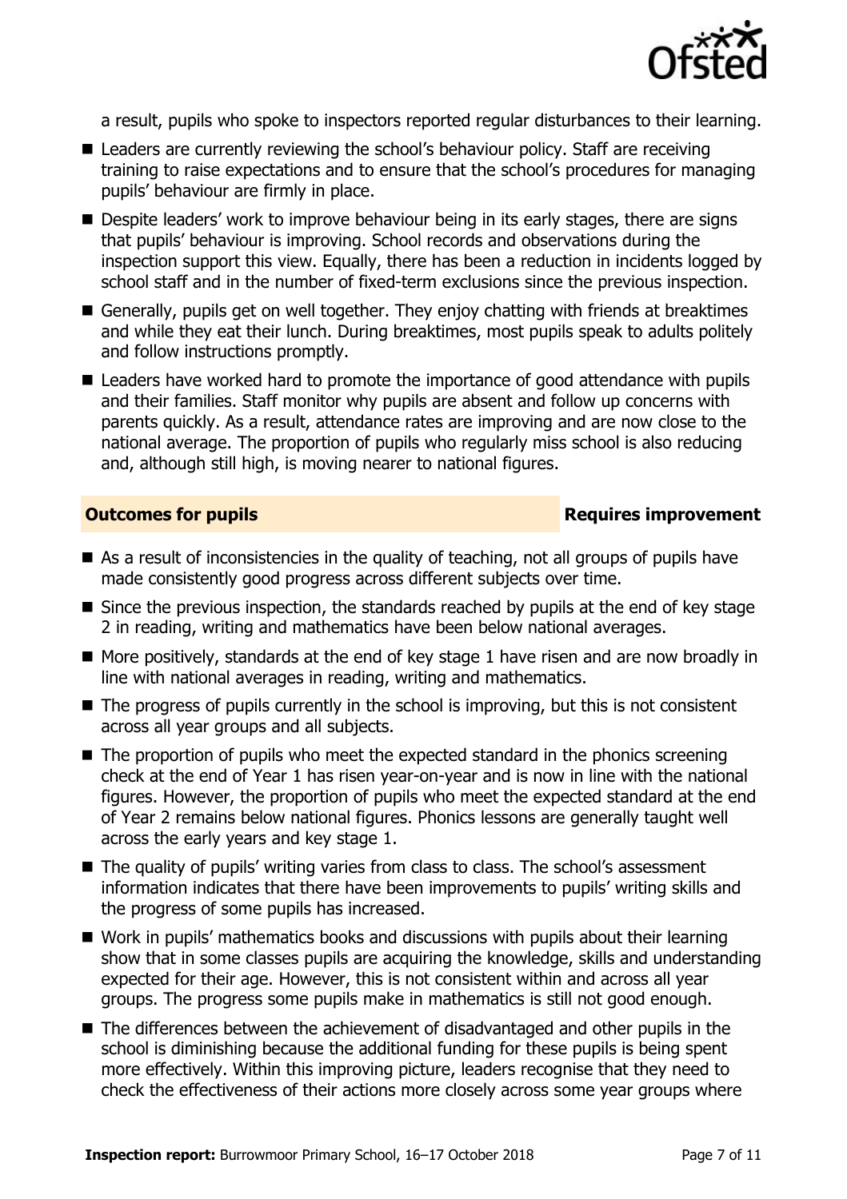a result, pupils who spoke to inspectors reported regular disturbances to their learning.

- Leaders are currently reviewing the school's behaviour policy. Staff are receiving training to raise expectations and to ensure that the school's procedures for managing pupils' behaviour are firmly in place.
- Despite leaders' work to improve behaviour being in its early stages, there are signs that pupils' behaviour is improving. School records and observations during the inspection support this view. Equally, there has been a reduction in incidents logged by school staff and in the number of fixed-term exclusions since the previous inspection.
- Generally, pupils get on well together. They enjoy chatting with friends at breaktimes and while they eat their lunch. During breaktimes, most pupils speak to adults politely and follow instructions promptly.
- Leaders have worked hard to promote the importance of good attendance with pupils and their families. Staff monitor why pupils are absent and follow up concerns with parents quickly. As a result, attendance rates are improving and are now close to the national average. The proportion of pupils who regularly miss school is also reducing and, although still high, is moving nearer to national figures.

## Outcomes for pupils — Requires improvement

- As a result of inconsistencies in the quality of teaching, not all groups of pupils have made consistently good progress across different subjects over time.
- Since the previous inspection, the standards reached by pupils at the end of key stage 2 in reading, writing and mathematics have been below national averages.
- More positively, standards at the end of key stage 1 have risen and are now broadly in line with national averages in reading, writing and mathematics.
- The progress of pupils currently in the school is improving, but this is not consistent across all year groups and all subjects.
- The proportion of pupils who meet the expected standard in the phonics screening check at the end of Year 1 has risen year-on-year and is now in line with the national figures. However, the proportion of pupils who meet the expected standard at the end of Year 2 remains below national figures. Phonics lessons are generally taught well across the early years and key stage 1.
- The quality of pupils' writing varies from class to class. The school's assessment information indicates that there have been improvements to pupils' writing skills and the progress of some pupils has increased.
- Work in pupils' mathematics books and discussions with pupils about their learning show that in some classes pupils are acquiring the knowledge, skills and understanding expected for their age. However, this is not consistent within and across all year groups. The progress some pupils make in mathematics is still not good enough.
- The differences between the achievement of disadvantaged and other pupils in the school is diminishing because the additional funding for these pupils is being spent more effectively. Within this improving picture, leaders recognise that they need to check the effectiveness of their actions more closely across some year groups where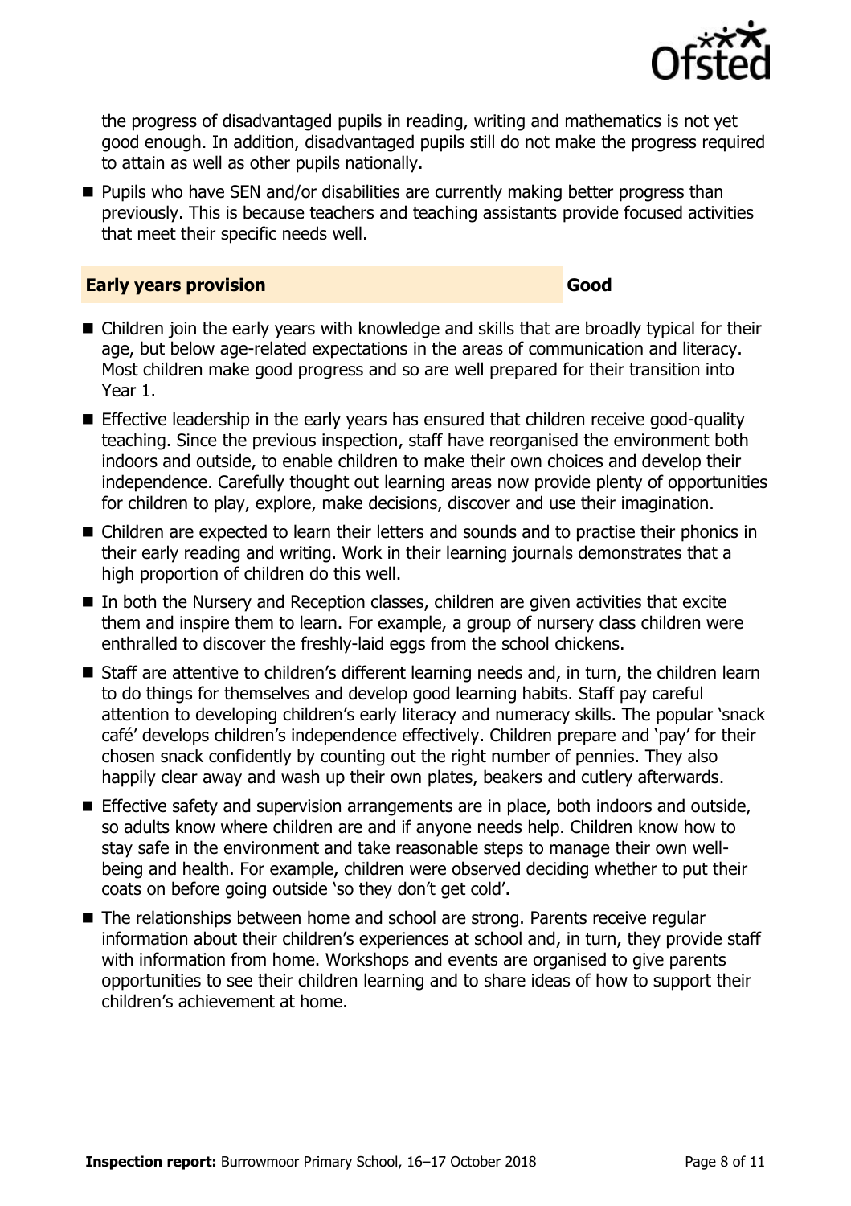the progress of disadvantaged pupils in reading, writing and mathematics is not yet good enough. In addition, disadvantaged pupils still do not make the progress required to attain as well as other pupils nationally.

- Pupils who have SEN and/or disabilities are currently making better progress than previously. This is because teachers and teaching assistants provide focused activities that meet their specific needs well.

## Early years provision — Good

- Children join the early years with knowledge and skills that are broadly typical for their age, but below age-related expectations in the areas of communication and literacy. Most children make good progress and so are well prepared for their transition into Year 1.
- Effective leadership in the early years has ensured that children receive good-quality teaching. Since the previous inspection, staff have reorganised the environment both indoors and outside, to enable children to make their own choices and develop their independence. Carefully thought out learning areas now provide plenty of opportunities for children to play, explore, make decisions, discover and use their imagination.
- Children are expected to learn their letters and sounds and to practise their phonics in their early reading and writing. Work in their learning journals demonstrates that a high proportion of children do this well.
- In both the Nursery and Reception classes, children are given activities that excite them and inspire them to learn. For example, a group of nursery class children were enthralled to discover the freshly-laid eggs from the school chickens.
- Staff are attentive to children's different learning needs and, in turn, the children learn to do things for themselves and develop good learning habits. Staff pay careful attention to developing children's early literacy and numeracy skills. The popular 'snack café' develops children's independence effectively. Children prepare and 'pay' for their chosen snack confidently by counting out the right number of pennies. They also happily clear away and wash up their own plates, beakers and cutlery afterwards.
- Effective safety and supervision arrangements are in place, both indoors and outside, so adults know where children are and if anyone needs help. Children know how to stay safe in the environment and take reasonable steps to manage their own well-being and health. For example, children were observed deciding whether to put their coats on before going outside 'so they don't get cold'.
- The relationships between home and school are strong. Parents receive regular information about their children's experiences at school and, in turn, they provide staff with information from home. Workshops and events are organised to give parents opportunities to see their children learning and to share ideas of how to support their children's achievement at home.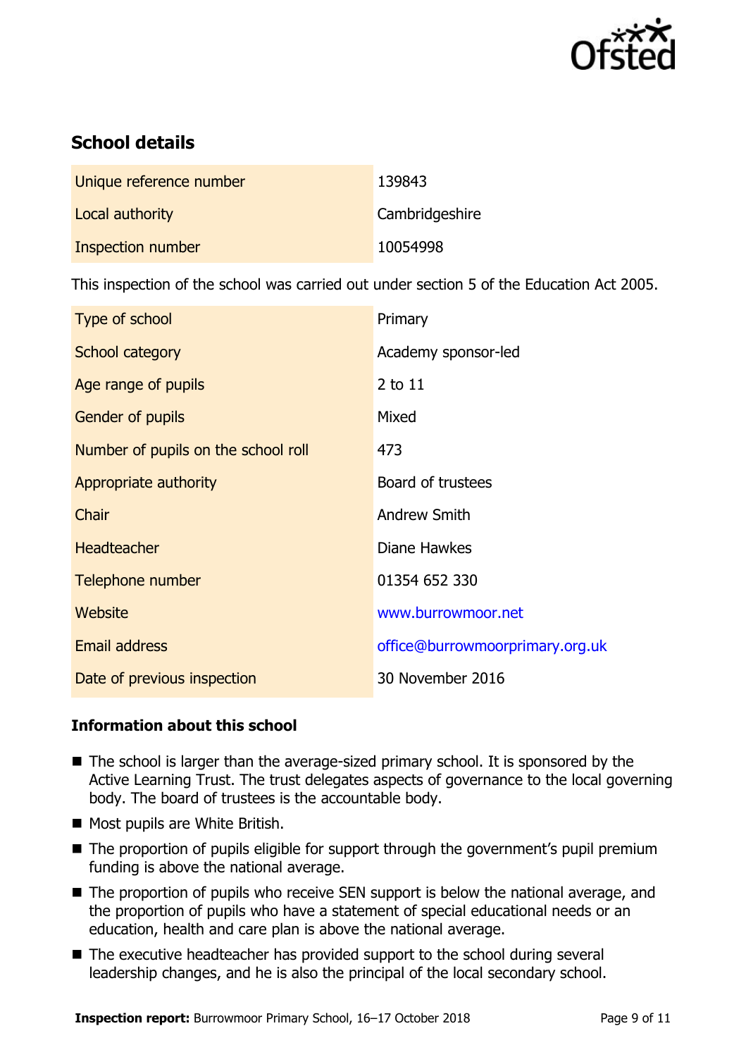## School details

| | |
|---|---|
| Unique reference number | 139843 |
| Local authority | Cambridgeshire |
| Inspection number | 10054998 |

This inspection of the school was carried out under section 5 of the Education Act 2005.

| | |
|---|---|
| Type of school | Primary |
| School category | Academy sponsor-led |
| Age range of pupils | 2 to 11 |
| Gender of pupils | Mixed |
| Number of pupils on the school roll | 473 |
| Appropriate authority | Board of trustees |
| Chair | Andrew Smith |
| Headteacher | Diane Hawkes |
| Telephone number | 01354 652 330 |
| Website | www.burrowmoor.net |
| Email address | office@burrowmoorprimary.org.uk |
| Date of previous inspection | 30 November 2016 |

### Information about this school

- The school is larger than the average-sized primary school. It is sponsored by the Active Learning Trust. The trust delegates aspects of governance to the local governing body. The board of trustees is the accountable body.
- Most pupils are White British.
- The proportion of pupils eligible for support through the government's pupil premium funding is above the national average.
- The proportion of pupils who receive SEN support is below the national average, and the proportion of pupils who have a statement of special educational needs or an education, health and care plan is above the national average.
- The executive headteacher has provided support to the school during several leadership changes, and he is also the principal of the local secondary school.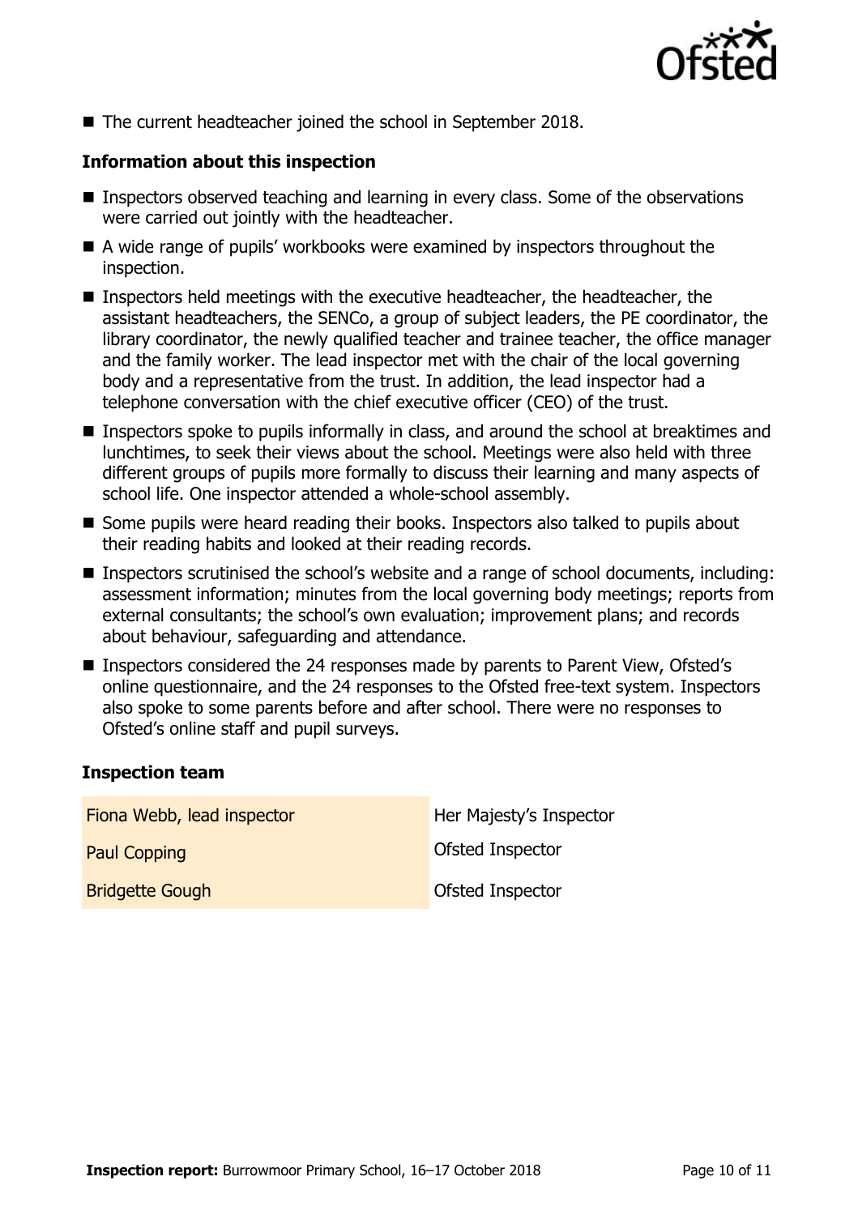- The current headteacher joined the school in September 2018.

### Information about this inspection

- Inspectors observed teaching and learning in every class. Some of the observations were carried out jointly with the headteacher.
- A wide range of pupils' workbooks were examined by inspectors throughout the inspection.
- Inspectors held meetings with the executive headteacher, the headteacher, the assistant headteachers, the SENCo, a group of subject leaders, the PE coordinator, the library coordinator, the newly qualified teacher and trainee teacher, the office manager and the family worker. The lead inspector met with the chair of the local governing body and a representative from the trust. In addition, the lead inspector had a telephone conversation with the chief executive officer (CEO) of the trust.
- Inspectors spoke to pupils informally in class, and around the school at breaktimes and lunchtimes, to seek their views about the school. Meetings were also held with three different groups of pupils more formally to discuss their learning and many aspects of school life. One inspector attended a whole-school assembly.
- Some pupils were heard reading their books. Inspectors also talked to pupils about their reading habits and looked at their reading records.
- Inspectors scrutinised the school's website and a range of school documents, including: assessment information; minutes from the local governing body meetings; reports from external consultants; the school's own evaluation; improvement plans; and records about behaviour, safeguarding and attendance.
- Inspectors considered the 24 responses made by parents to Parent View, Ofsted's online questionnaire, and the 24 responses to the Ofsted free-text system. Inspectors also spoke to some parents before and after school. There were no responses to Ofsted's online staff and pupil surveys.

### Inspection team

| | |
|---|---|
| Fiona Webb, lead inspector | Her Majesty's Inspector |
| Paul Copping | Ofsted Inspector |
| Bridgette Gough | Ofsted Inspector |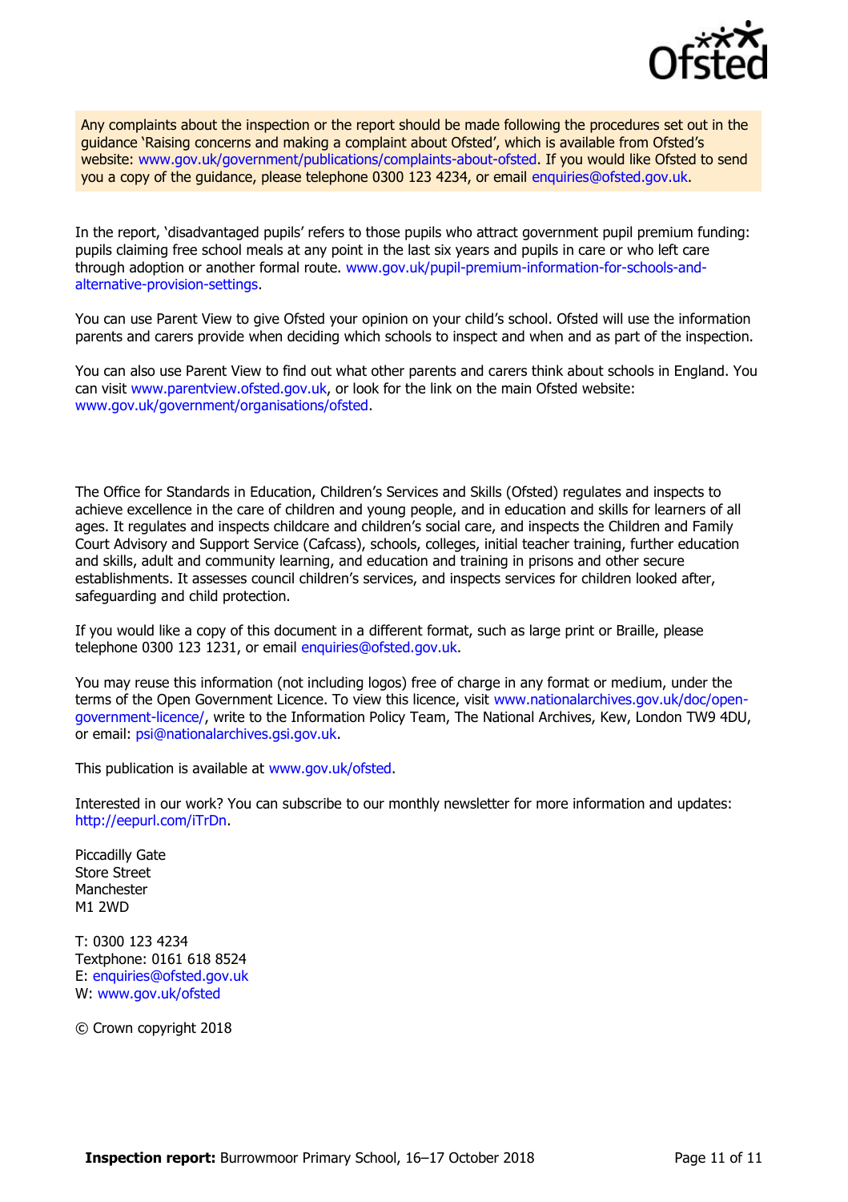Any complaints about the inspection or the report should be made following the procedures set out in the guidance 'Raising concerns and making a complaint about Ofsted', which is available from Ofsted's website: www.gov.uk/government/publications/complaints-about-ofsted. If you would like Ofsted to send you a copy of the guidance, please telephone 0300 123 4234, or email enquiries@ofsted.gov.uk.

In the report, 'disadvantaged pupils' refers to those pupils who attract government pupil premium funding: pupils claiming free school meals at any point in the last six years and pupils in care or who left care through adoption or another formal route. www.gov.uk/pupil-premium-information-for-schools-and-alternative-provision-settings.

You can use Parent View to give Ofsted your opinion on your child's school. Ofsted will use the information parents and carers provide when deciding which schools to inspect and when and as part of the inspection.

You can also use Parent View to find out what other parents and carers think about schools in England. You can visit www.parentview.ofsted.gov.uk, or look for the link on the main Ofsted website: www.gov.uk/government/organisations/ofsted.

The Office for Standards in Education, Children's Services and Skills (Ofsted) regulates and inspects to achieve excellence in the care of children and young people, and in education and skills for learners of all ages. It regulates and inspects childcare and children's social care, and inspects the Children and Family Court Advisory and Support Service (Cafcass), schools, colleges, initial teacher training, further education and skills, adult and community learning, and education and training in prisons and other secure establishments. It assesses council children's services, and inspects services for children looked after, safeguarding and child protection.

If you would like a copy of this document in a different format, such as large print or Braille, please telephone 0300 123 1231, or email enquiries@ofsted.gov.uk.

You may reuse this information (not including logos) free of charge in any format or medium, under the terms of the Open Government Licence. To view this licence, visit www.nationalarchives.gov.uk/doc/open-government-licence/, write to the Information Policy Team, The National Archives, Kew, London TW9 4DU, or email: psi@nationalarchives.gsi.gov.uk.

This publication is available at www.gov.uk/ofsted.

Interested in our work? You can subscribe to our monthly newsletter for more information and updates: http://eepurl.com/iTrDn.

Piccadilly Gate
Store Street
Manchester
M1 2WD

T: 0300 123 4234
Textphone: 0161 618 8524
E: enquiries@ofsted.gov.uk
W: www.gov.uk/ofsted

© Crown copyright 2018